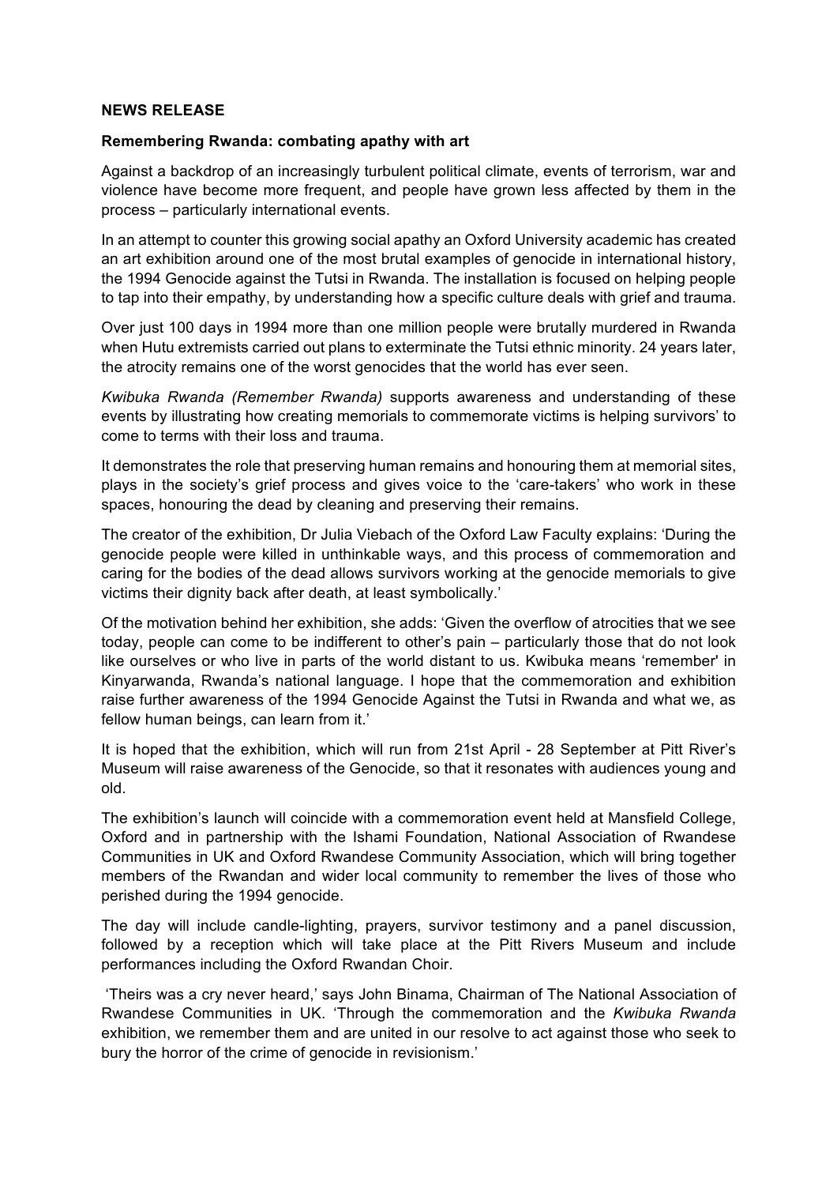**NEWS RELEASE**

**Remembering Rwanda: combating apathy with art**

Against a backdrop of an increasingly turbulent political climate, events of terrorism, war and violence have become more frequent, and people have grown less affected by them in the process – particularly international events.

In an attempt to counter this growing social apathy an Oxford University academic has created an art exhibition around one of the most brutal examples of genocide in international history, the 1994 Genocide against the Tutsi in Rwanda. The installation is focused on helping people to tap into their empathy, by understanding how a specific culture deals with grief and trauma.

Over just 100 days in 1994 more than one million people were brutally murdered in Rwanda when Hutu extremists carried out plans to exterminate the Tutsi ethnic minority. 24 years later, the atrocity remains one of the worst genocides that the world has ever seen.

*Kwibuka Rwanda (Remember Rwanda)* supports awareness and understanding of these events by illustrating how creating memorials to commemorate victims is helping survivors' to come to terms with their loss and trauma.

It demonstrates the role that preserving human remains and honouring them at memorial sites, plays in the society's grief process and gives voice to the 'care-takers' who work in these spaces, honouring the dead by cleaning and preserving their remains.

The creator of the exhibition, Dr Julia Viebach of the Oxford Law Faculty explains: 'During the genocide people were killed in unthinkable ways, and this process of commemoration and caring for the bodies of the dead allows survivors working at the genocide memorials to give victims their dignity back after death, at least symbolically.'

Of the motivation behind her exhibition, she adds: 'Given the overflow of atrocities that we see today, people can come to be indifferent to other's pain – particularly those that do not look like ourselves or who live in parts of the world distant to us. Kwibuka means 'remember' in Kinyarwanda, Rwanda's national language. I hope that the commemoration and exhibition raise further awareness of the 1994 Genocide Against the Tutsi in Rwanda and what we, as fellow human beings, can learn from it.'

It is hoped that the exhibition, which will run from 21st April - 28 September at Pitt River's Museum will raise awareness of the Genocide, so that it resonates with audiences young and old.

The exhibition's launch will coincide with a commemoration event held at Mansfield College, Oxford and in partnership with the Ishami Foundation, National Association of Rwandese Communities in UK and Oxford Rwandese Community Association, which will bring together members of the Rwandan and wider local community to remember the lives of those who perished during the 1994 genocide.

The day will include candle-lighting, prayers, survivor testimony and a panel discussion, followed by a reception which will take place at the Pitt Rivers Museum and include performances including the Oxford Rwandan Choir.

'Theirs was a cry never heard,' says John Binama, Chairman of The National Association of Rwandese Communities in UK. 'Through the commemoration and the *Kwibuka Rwanda* exhibition, we remember them and are united in our resolve to act against those who seek to bury the horror of the crime of genocide in revisionism.'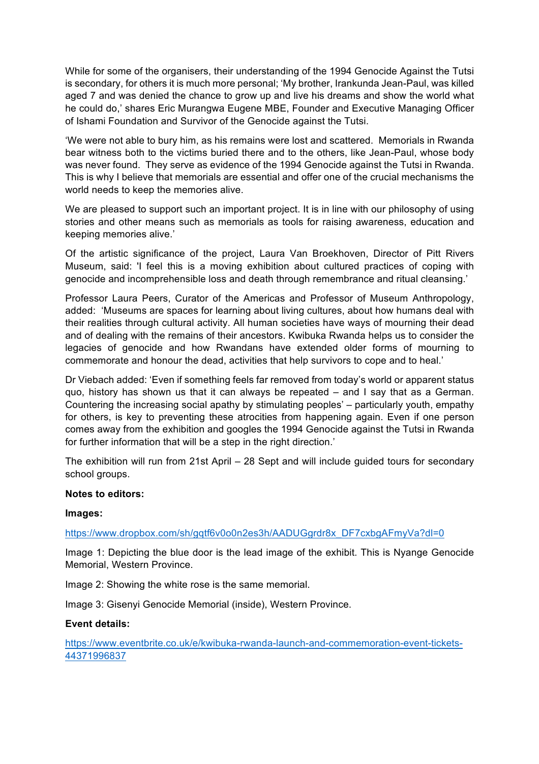While for some of the organisers, their understanding of the 1994 Genocide Against the Tutsi is secondary, for others it is much more personal; 'My brother, Irankunda Jean-Paul, was killed aged 7 and was denied the chance to grow up and live his dreams and show the world what he could do,' shares Eric Murangwa Eugene MBE, Founder and Executive Managing Officer of Ishami Foundation and Survivor of the Genocide against the Tutsi.

'We were not able to bury him, as his remains were lost and scattered. Memorials in Rwanda bear witness both to the victims buried there and to the others, like Jean-Paul, whose body was never found. They serve as evidence of the 1994 Genocide against the Tutsi in Rwanda. This is why I believe that memorials are essential and offer one of the crucial mechanisms the world needs to keep the memories alive.

We are pleased to support such an important project. It is in line with our philosophy of using stories and other means such as memorials as tools for raising awareness, education and keeping memories alive.'

Of the artistic significance of the project, Laura Van Broekhoven, Director of Pitt Rivers Museum, said: 'I feel this is a moving exhibition about cultured practices of coping with genocide and incomprehensible loss and death through remembrance and ritual cleansing.'

Professor Laura Peers, Curator of the Americas and Professor of Museum Anthropology, added: 'Museums are spaces for learning about living cultures, about how humans deal with their realities through cultural activity. All human societies have ways of mourning their dead and of dealing with the remains of their ancestors. Kwibuka Rwanda helps us to consider the legacies of genocide and how Rwandans have extended older forms of mourning to commemorate and honour the dead, activities that help survivors to cope and to heal.'

Dr Viebach added: 'Even if something feels far removed from today's world or apparent status quo, history has shown us that it can always be repeated – and I say that as a German. Countering the increasing social apathy by stimulating peoples' – particularly youth, empathy for others, is key to preventing these atrocities from happening again. Even if one person comes away from the exhibition and googles the 1994 Genocide against the Tutsi in Rwanda for further information that will be a step in the right direction.'

The exhibition will run from 21st April – 28 Sept and will include guided tours for secondary school groups.

**Notes to editors:**

**Images:**

https://www.dropbox.com/sh/gqtf6v0o0n2es3h/AADUGgrdr8x_DF7cxbgAFmyVa?dl=0

Image 1: Depicting the blue door is the lead image of the exhibit. This is Nyange Genocide Memorial, Western Province.

Image 2: Showing the white rose is the same memorial.

Image 3: Gisenyi Genocide Memorial (inside), Western Province.

**Event details:**

https://www.eventbrite.co.uk/e/kwibuka-rwanda-launch-and-commemoration-event-tickets-44371996837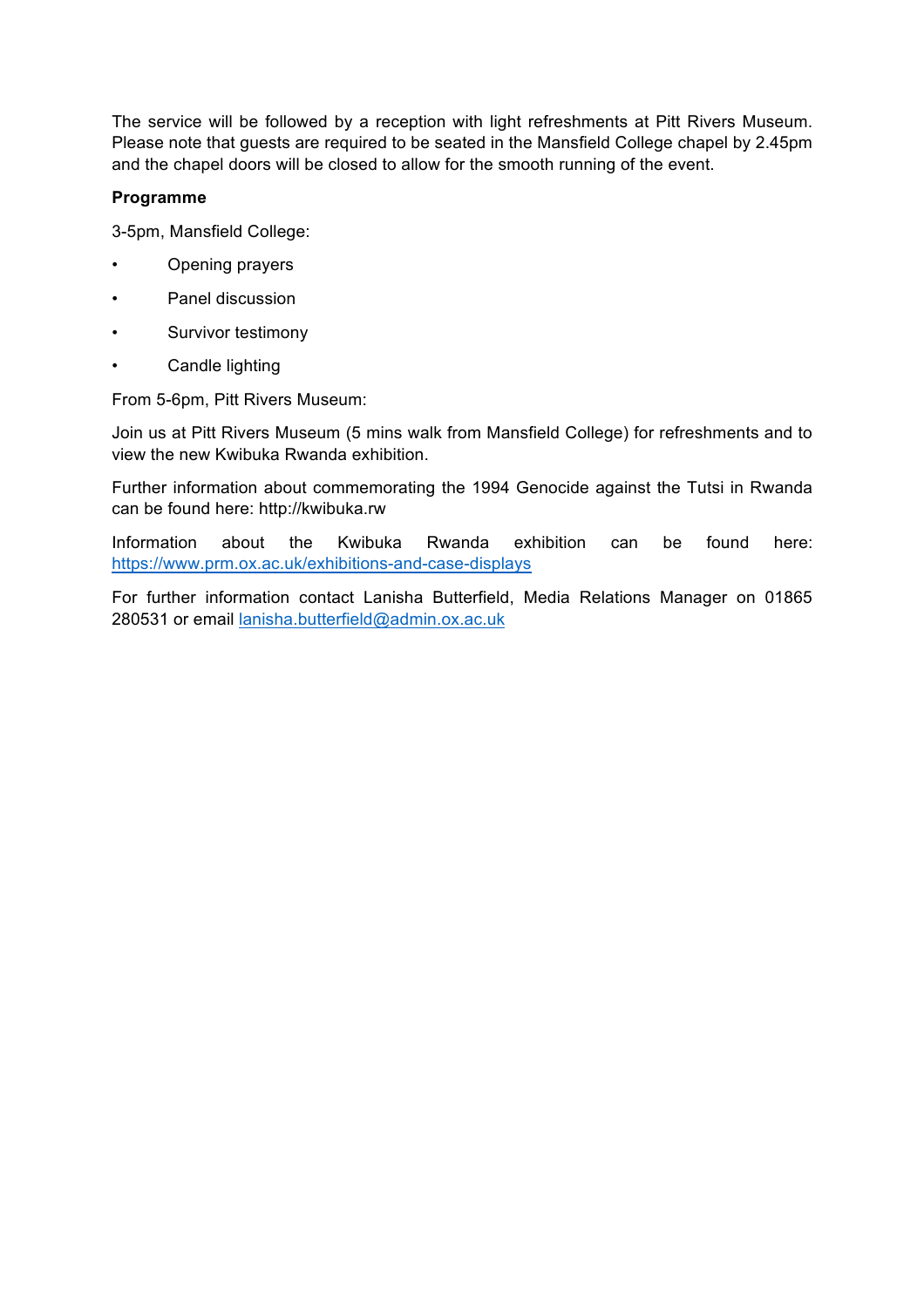The service will be followed by a reception with light refreshments at Pitt Rivers Museum. Please note that guests are required to be seated in the Mansfield College chapel by 2.45pm and the chapel doors will be closed to allow for the smooth running of the event.

**Programme**

3-5pm, Mansfield College:

- Opening prayers
- Panel discussion
- Survivor testimony
- Candle lighting

From 5-6pm, Pitt Rivers Museum:

Join us at Pitt Rivers Museum (5 mins walk from Mansfield College) for refreshments and to view the new Kwibuka Rwanda exhibition.

Further information about commemorating the 1994 Genocide against the Tutsi in Rwanda can be found here: http://kwibuka.rw

Information about the Kwibuka Rwanda exhibition can be found here: https://www.prm.ox.ac.uk/exhibitions-and-case-displays

For further information contact Lanisha Butterfield, Media Relations Manager on 01865 280531 or email lanisha.butterfield@admin.ox.ac.uk